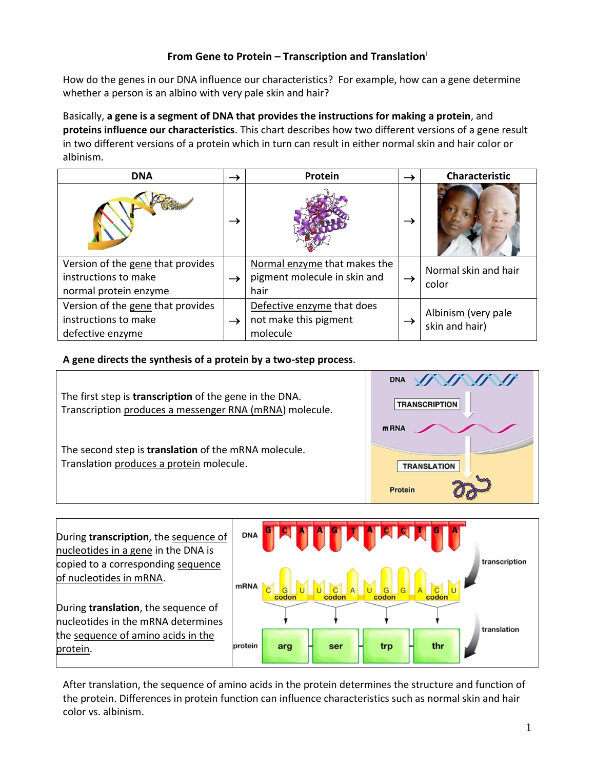# From Gene to Protein – Transcription and Translation[i]

How do the genes in our DNA influence our characteristics? For example, how can a gene determine whether a person is an albino with very pale skin and hair?

Basically, **a gene is a segment of DNA that provides the instructions for making a protein**, and **proteins influence our characteristics**. This chart describes how two different versions of a gene result in two different versions of a protein which in turn can result in either normal skin and hair color or albinism.

| DNA | → | Protein | → | Characteristic |
|---|---|---|---|---|
| | → | | → | |
| Version of the gene that provides instructions to make normal protein enzyme | → | Normal enzyme that makes the pigment molecule in skin and hair | → | Normal skin and hair color |
| Version of the gene that provides instructions to make defective enzyme | → | Defective enzyme that does not make this pigment molecule | → | Albinism (very pale skin and hair) |

**A gene directs the synthesis of a protein by a two-step process**.

The first step is **transcription** of the gene in the DNA. Transcription produces a messenger RNA (mRNA) molecule.

The second step is **translation** of the mRNA molecule. Translation produces a protein molecule.

During **transcription**, the sequence of nucleotides in a gene in the DNA is copied to a corresponding sequence of nucleotides in mRNA.

During **translation**, the sequence of nucleotides in the mRNA determines the sequence of amino acids in the protein.

After translation, the sequence of amino acids in the protein determines the structure and function of the protein. Differences in protein function can influence characteristics such as normal skin and hair color vs. albinism.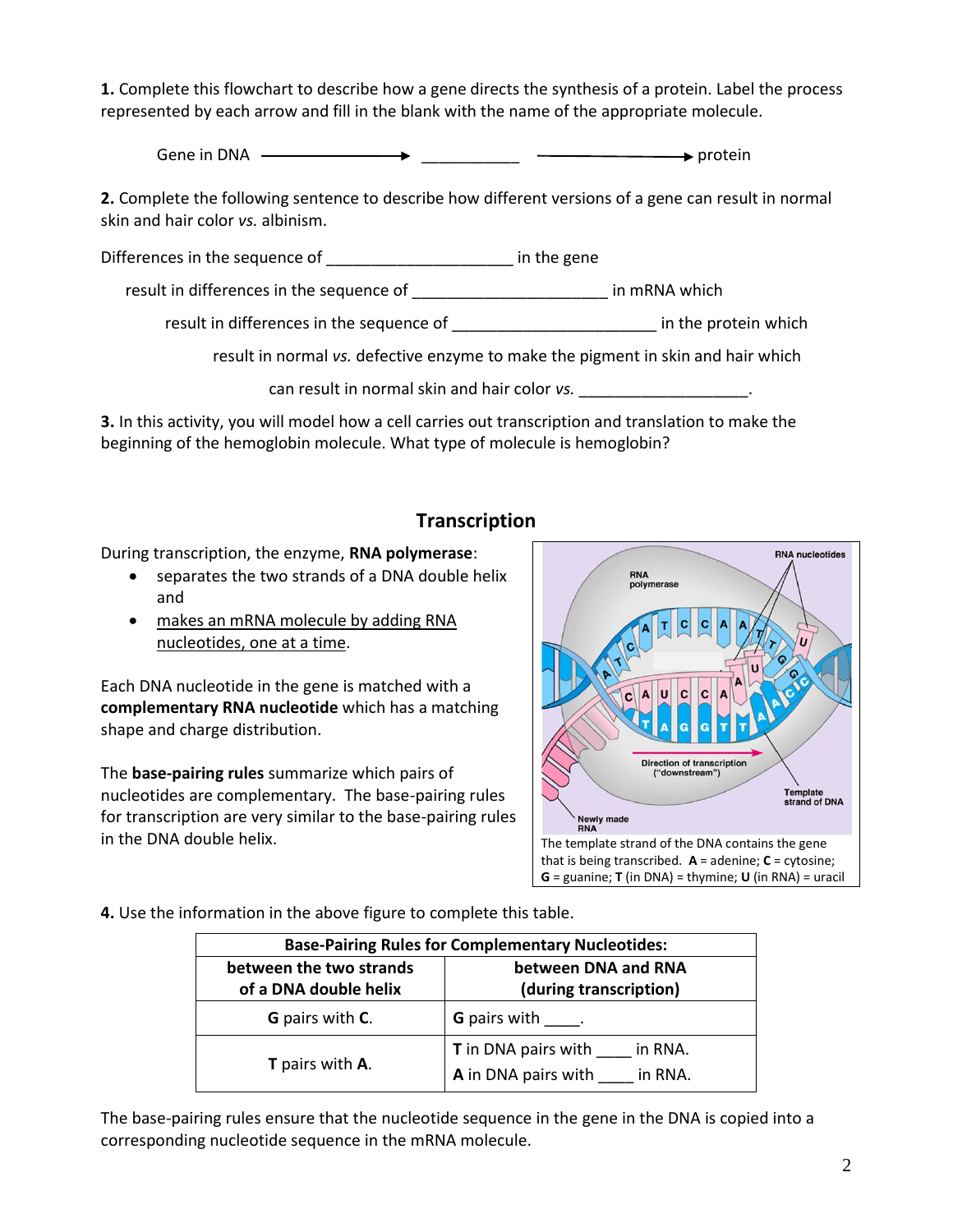**1.** Complete this flowchart to describe how a gene directs the synthesis of a protein. Label the process represented by each arrow and fill in the blank with the name of the appropriate molecule.

Gene in DNA ⟶ __________ ⟶ protein

**2.** Complete the following sentence to describe how different versions of a gene can result in normal skin and hair color *vs.* albinism.

Differences in the sequence of ____________________ in the gene

result in differences in the sequence of _____________________ in mRNA which

result in differences in the sequence of _____________________ in the protein which

result in normal *vs.* defective enzyme to make the pigment in skin and hair which

can result in normal skin and hair color *vs.* __________________.

**3.** In this activity, you will model how a cell carries out transcription and translation to make the beginning of the hemoglobin molecule. What type of molecule is hemoglobin?

## Transcription

During transcription, the enzyme, **RNA polymerase**:

- separates the two strands of a DNA double helix and
- makes an mRNA molecule by adding RNA nucleotides, one at a time.

Each DNA nucleotide in the gene is matched with a **complementary RNA nucleotide** which has a matching shape and charge distribution.

The **base-pairing rules** summarize which pairs of nucleotides are complementary. The base-pairing rules for transcription are very similar to the base-pairing rules in the DNA double helix.

The template strand of the DNA contains the gene that is being transcribed. **A** = adenine; **C** = cytosine; **G** = guanine; **T** (in DNA) = thymine; **U** (in RNA) = uracil

**4.** Use the information in the above figure to complete this table.

| Base-Pairing Rules for Complementary Nucleotides: | |
|---|---|
| **between the two strands of a DNA double helix** | **between DNA and RNA (during transcription)** |
| **G** pairs with **C**. | **G** pairs with ____. |
| **T** pairs with **A**. | **T** in DNA pairs with ____ in RNA.<br>**A** in DNA pairs with ____ in RNA. |

The base-pairing rules ensure that the nucleotide sequence in the gene in the DNA is copied into a corresponding nucleotide sequence in the mRNA molecule.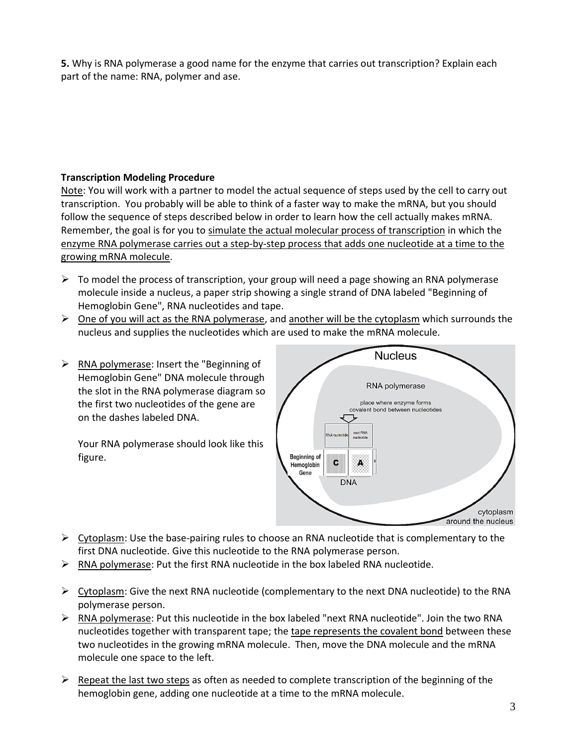**5.** Why is RNA polymerase a good name for the enzyme that carries out transcription? Explain each part of the name: RNA, polymer and ase.

**Transcription Modeling Procedure**

Note: You will work with a partner to model the actual sequence of steps used by the cell to carry out transcription. You probably will be able to think of a faster way to make the mRNA, but you should follow the sequence of steps described below in order to learn how the cell actually makes mRNA. Remember, the goal is for you to simulate the actual molecular process of transcription in which the enzyme RNA polymerase carries out a step-by-step process that adds one nucleotide at a time to the growing mRNA molecule.

- To model the process of transcription, your group will need a page showing an RNA polymerase molecule inside a nucleus, a paper strip showing a single strand of DNA labeled "Beginning of Hemoglobin Gene", RNA nucleotides and tape.
- One of you will act as the RNA polymerase, and another will be the cytoplasm which surrounds the nucleus and supplies the nucleotides which are used to make the mRNA molecule.
- RNA polymerase: Insert the "Beginning of Hemoglobin Gene" DNA molecule through the slot in the RNA polymerase diagram so the first two nucleotides of the gene are on the dashes labeled DNA.

  Your RNA polymerase should look like this figure.

- Cytoplasm: Use the base-pairing rules to choose an RNA nucleotide that is complementary to the first DNA nucleotide. Give this nucleotide to the RNA polymerase person.
- RNA polymerase: Put the first RNA nucleotide in the box labeled RNA nucleotide.
- Cytoplasm: Give the next RNA nucleotide (complementary to the next DNA nucleotide) to the RNA polymerase person.
- RNA polymerase: Put this nucleotide in the box labeled "next RNA nucleotide". Join the two RNA nucleotides together with transparent tape; the tape represents the covalent bond between these two nucleotides in the growing mRNA molecule. Then, move the DNA molecule and the mRNA molecule one space to the left.
- Repeat the last two steps as often as needed to complete transcription of the beginning of the hemoglobin gene, adding one nucleotide at a time to the mRNA molecule.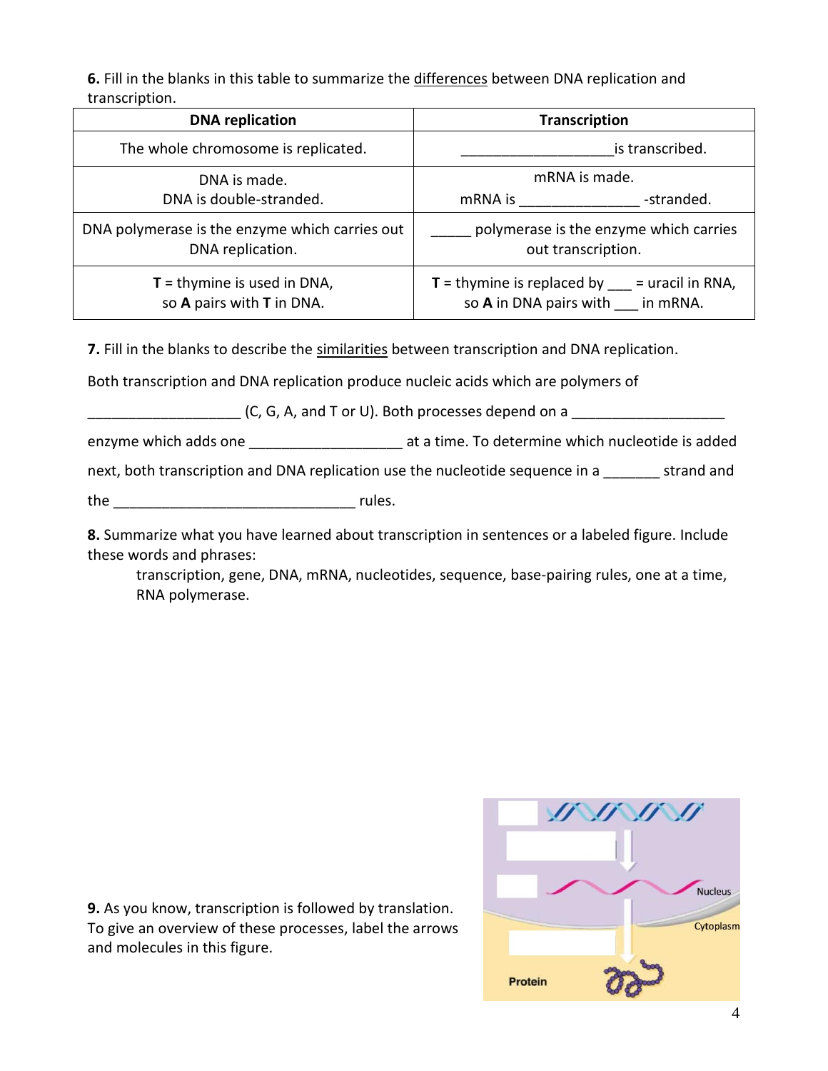**6.** Fill in the blanks in this table to summarize the <u>differences</u> between DNA replication and transcription.

| DNA replication | Transcription |
| --- | --- |
| The whole chromosome is replicated. | ___________________is transcribed. |
| DNA is made.<br>DNA is double-stranded. | mRNA is made.<br>mRNA is _______________ -stranded. |
| DNA polymerase is the enzyme which carries out DNA replication. | _____ polymerase is the enzyme which carries out transcription. |
| **T** = thymine is used in DNA,<br>so **A** pairs with **T** in DNA. | **T** = thymine is replaced by ___ = uracil in RNA,<br>so **A** in DNA pairs with ___ in mRNA. |

**7.** Fill in the blanks to describe the <u>similarities</u> between transcription and DNA replication.

Both transcription and DNA replication produce nucleic acids which are polymers of ___________________ (C, G, A, and T or U). Both processes depend on a ___________________ enzyme which adds one ___________________ at a time. To determine which nucleotide is added next, both transcription and DNA replication use the nucleotide sequence in a _______ strand and the ______________________________ rules.

**8.** Summarize what you have learned about transcription in sentences or a labeled figure. Include these words and phrases:

transcription, gene, DNA, mRNA, nucleotides, sequence, base-pairing rules, one at a time, RNA polymerase.

**9.** As you know, transcription is followed by translation. To give an overview of these processes, label the arrows and molecules in this figure.

Nucleus

Cytoplasm

Protein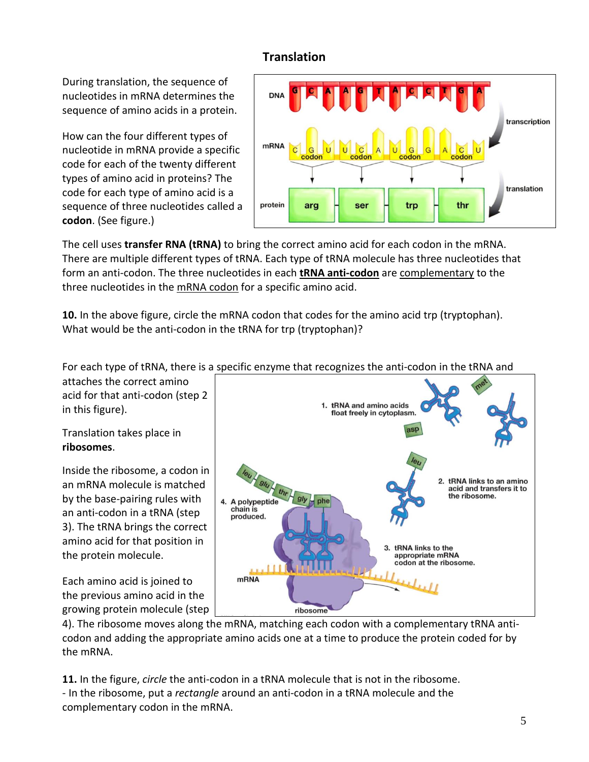# Translation

During translation, the sequence of nucleotides in mRNA determines the sequence of amino acids in a protein.

How can the four different types of nucleotide in mRNA provide a specific code for each of the twenty different types of amino acid in proteins? The code for each type of amino acid is a sequence of three nucleotides called a **codon**. (See figure.)

The cell uses **transfer RNA (tRNA)** to bring the correct amino acid for each codon in the mRNA. There are multiple different types of tRNA. Each type of tRNA molecule has three nucleotides that form an anti-codon. The three nucleotides in each **tRNA anti-codon** are complementary to the three nucleotides in the mRNA codon for a specific amino acid.

**10.** In the above figure, circle the mRNA codon that codes for the amino acid trp (tryptophan). What would be the anti-codon in the tRNA for trp (tryptophan)?

For each type of tRNA, there is a specific enzyme that recognizes the anti-codon in the tRNA and attaches the correct amino acid for that anti-codon (step 2 in this figure).

Translation takes place in **ribosomes**.

Inside the ribosome, a codon in an mRNA molecule is matched by the base-pairing rules with an anti-codon in a tRNA (step 3). The tRNA brings the correct amino acid for that position in the protein molecule.

Each amino acid is joined to the previous amino acid in the growing protein molecule (step 4). The ribosome moves along the mRNA, matching each codon with a complementary tRNA anti-codon and adding the appropriate amino acids one at a time to produce the protein coded for by the mRNA.

**11.** In the figure, *circle* the anti-codon in a tRNA molecule that is not in the ribosome.
- In the ribosome, put a *rectangle* around an anti-codon in a tRNA molecule and the complementary codon in the mRNA.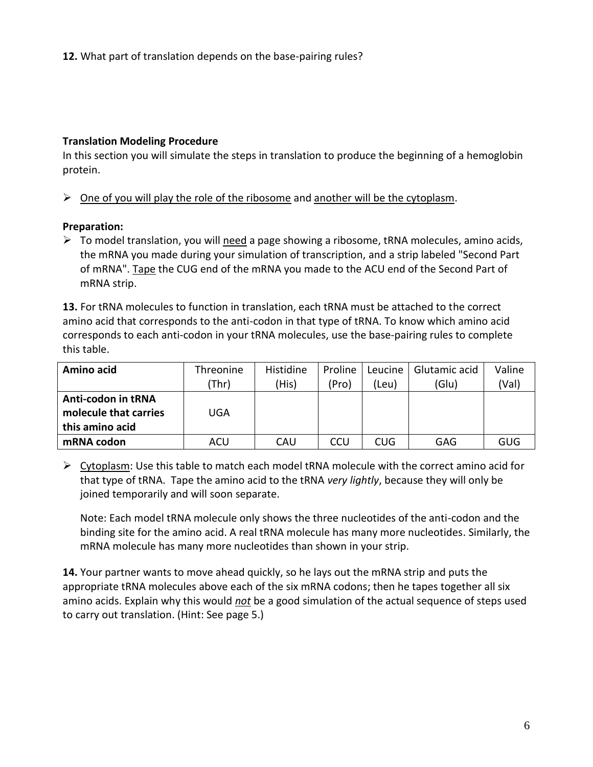**12.** What part of translation depends on the base-pairing rules?

**Translation Modeling Procedure**

In this section you will simulate the steps in translation to produce the beginning of a hemoglobin protein.

- One of you will play the role of the ribosome and another will be the cytoplasm.

**Preparation:**

- To model translation, you will need a page showing a ribosome, tRNA molecules, amino acids, the mRNA you made during your simulation of transcription, and a strip labeled "Second Part of mRNA". Tape the CUG end of the mRNA you made to the ACU end of the Second Part of mRNA strip.

**13.** For tRNA molecules to function in translation, each tRNA must be attached to the correct amino acid that corresponds to the anti-codon in that type of tRNA. To know which amino acid corresponds to each anti-codon in your tRNA molecules, use the base-pairing rules to complete this table.

| **Amino acid** | Threonine (Thr) | Histidine (His) | Proline (Pro) | Leucine (Leu) | Glutamic acid (Glu) | Valine (Val) |
|---|---|---|---|---|---|---|
| **Anti-codon in tRNA molecule that carries this amino acid** | UGA | | | | | |
| **mRNA codon** | ACU | CAU | CCU | CUG | GAG | GUG |

- Cytoplasm: Use this table to match each model tRNA molecule with the correct amino acid for that type of tRNA. Tape the amino acid to the tRNA *very lightly*, because they will only be joined temporarily and will soon separate.

  Note: Each model tRNA molecule only shows the three nucleotides of the anti-codon and the binding site for the amino acid. A real tRNA molecule has many more nucleotides. Similarly, the mRNA molecule has many more nucleotides than shown in your strip.

**14.** Your partner wants to move ahead quickly, so he lays out the mRNA strip and puts the appropriate tRNA molecules above each of the six mRNA codons; then he tapes together all six amino acids. Explain why this would ***not*** be a good simulation of the actual sequence of steps used to carry out translation. (Hint: See page 5.)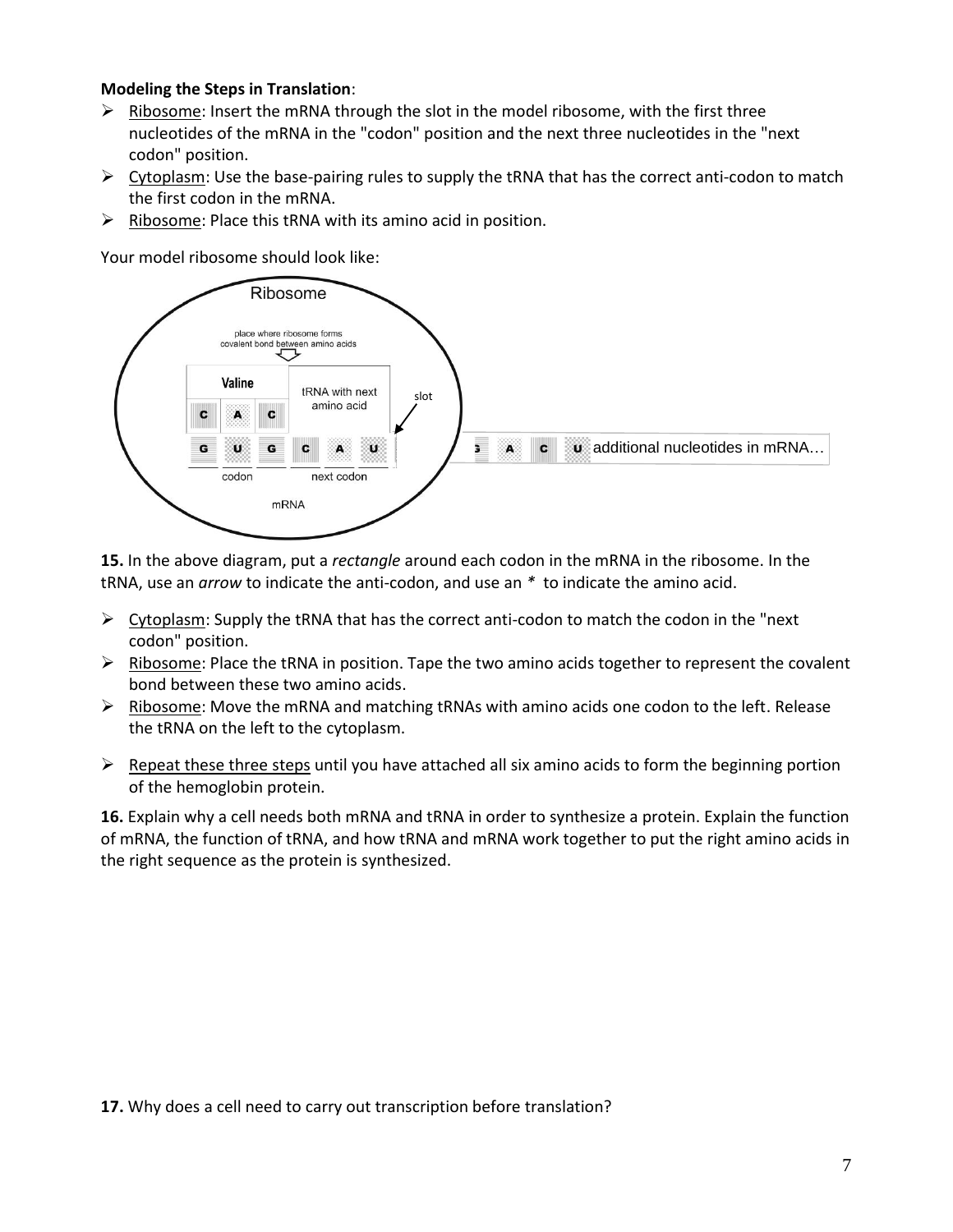**Modeling the Steps in Translation**:

- Ribosome: Insert the mRNA through the slot in the model ribosome, with the first three nucleotides of the mRNA in the "codon" position and the next three nucleotides in the "next codon" position.
- Cytoplasm: Use the base-pairing rules to supply the tRNA that has the correct anti-codon to match the first codon in the mRNA.
- Ribosome: Place this tRNA with its amino acid in position.

Your model ribosome should look like:

Ribosome

place where ribosome forms covalent bond between amino acids

Valine

C A C

tRNA with next amino acid

slot

G U G C A U

G A C U additional nucleotides in mRNA…

codon next codon

mRNA

**15.** In the above diagram, put a *rectangle* around each codon in the mRNA in the ribosome. In the tRNA, use an *arrow* to indicate the anti-codon, and use an * to indicate the amino acid.

- Cytoplasm: Supply the tRNA that has the correct anti-codon to match the codon in the "next codon" position.
- Ribosome: Place the tRNA in position. Tape the two amino acids together to represent the covalent bond between these two amino acids.
- Ribosome: Move the mRNA and matching tRNAs with amino acids one codon to the left. Release the tRNA on the left to the cytoplasm.

- Repeat these three steps until you have attached all six amino acids to form the beginning portion of the hemoglobin protein.

**16.** Explain why a cell needs both mRNA and tRNA in order to synthesize a protein. Explain the function of mRNA, the function of tRNA, and how tRNA and mRNA work together to put the right amino acids in the right sequence as the protein is synthesized.

**17.** Why does a cell need to carry out transcription before translation?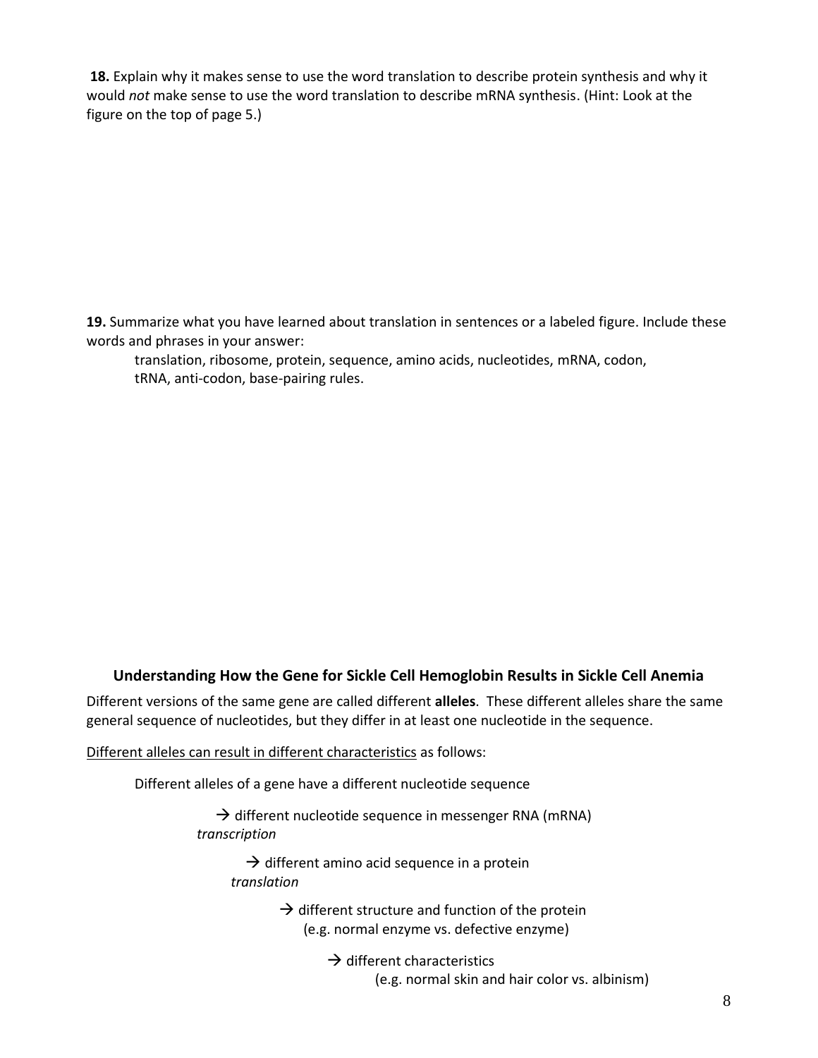**18.** Explain why it makes sense to use the word translation to describe protein synthesis and why it would *not* make sense to use the word translation to describe mRNA synthesis. (Hint: Look at the figure on the top of page 5.)

**19.** Summarize what you have learned about translation in sentences or a labeled figure. Include these words and phrases in your answer:

translation, ribosome, protein, sequence, amino acids, nucleotides, mRNA, codon, tRNA, anti-codon, base-pairing rules.

### Understanding How the Gene for Sickle Cell Hemoglobin Results in Sickle Cell Anemia

Different versions of the same gene are called different **alleles**. These different alleles share the same general sequence of nucleotides, but they differ in at least one nucleotide in the sequence.

Different alleles can result in different characteristics as follows:

Different alleles of a gene have a different nucleotide sequence

→ different nucleotide sequence in messenger RNA (mRNA)
*transcription*

→ different amino acid sequence in a protein
*translation*

→ different structure and function of the protein
(e.g. normal enzyme vs. defective enzyme)

→ different characteristics
(e.g. normal skin and hair color vs. albinism)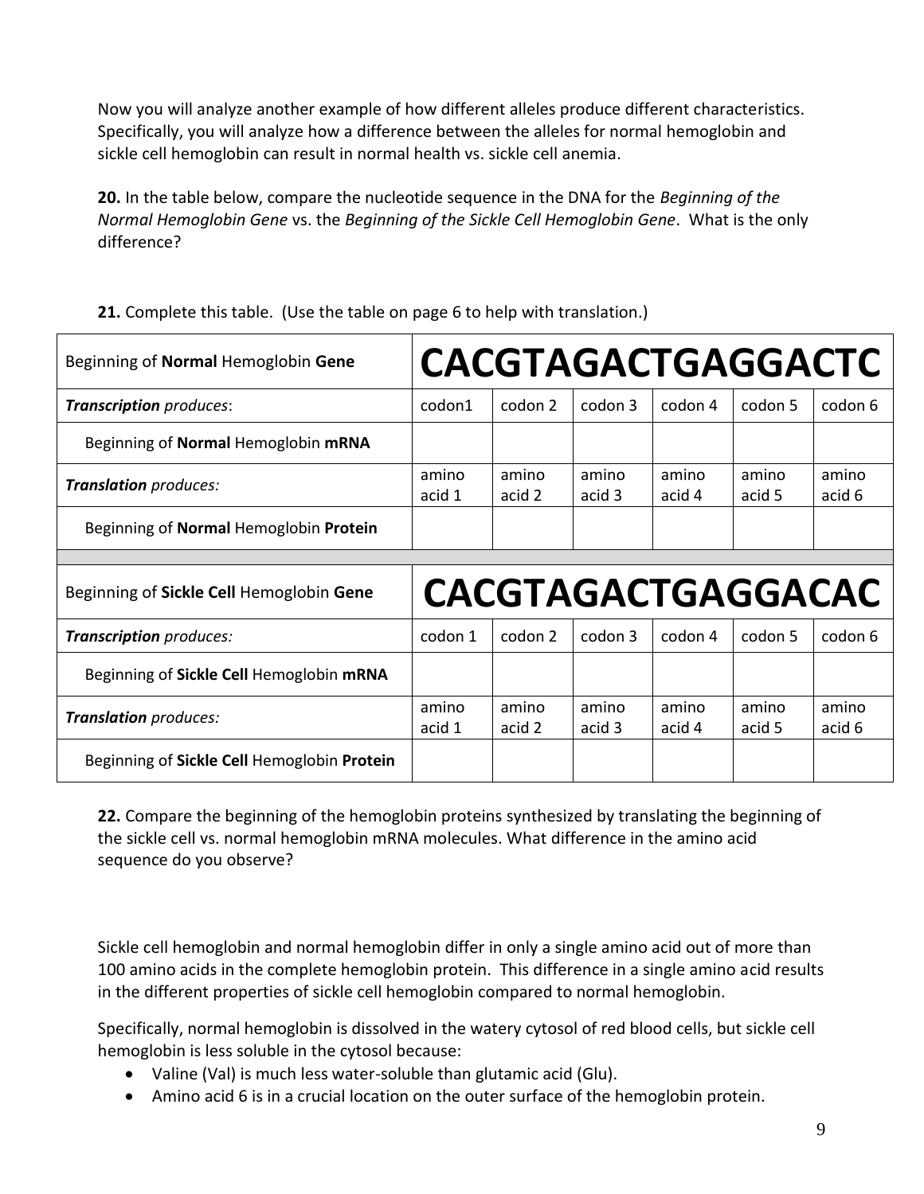Now you will analyze another example of how different alleles produce different characteristics. Specifically, you will analyze how a difference between the alleles for normal hemoglobin and sickle cell hemoglobin can result in normal health vs. sickle cell anemia.

**20.** In the table below, compare the nucleotide sequence in the DNA for the *Beginning of the Normal Hemoglobin Gene* vs. the *Beginning of the Sickle Cell Hemoglobin Gene*. What is the only difference?

**21.** Complete this table. (Use the table on page 6 to help with translation.)

| Beginning of **Normal** Hemoglobin **Gene** | **CACGTAGACTGAGGACTC** | | | | | |
|---|---|---|---|---|---|---|
| ***Transcription*** *produces*: | codon1 | codon 2 | codon 3 | codon 4 | codon 5 | codon 6 |
| Beginning of **Normal** Hemoglobin **mRNA** | | | | | | |
| ***Translation*** *produces:* | amino acid 1 | amino acid 2 | amino acid 3 | amino acid 4 | amino acid 5 | amino acid 6 |
| Beginning of **Normal** Hemoglobin **Protein** | | | | | | |
| | | | | | | |
| Beginning of **Sickle Cell** Hemoglobin **Gene** | **CACGTAGACTGAGGACAC** | | | | | |
| ***Transcription*** *produces:* | codon 1 | codon 2 | codon 3 | codon 4 | codon 5 | codon 6 |
| Beginning of **Sickle Cell** Hemoglobin **mRNA** | | | | | | |
| ***Translation*** *produces:* | amino acid 1 | amino acid 2 | amino acid 3 | amino acid 4 | amino acid 5 | amino acid 6 |
| Beginning of **Sickle Cell** Hemoglobin **Protein** | | | | | | |

**22.** Compare the beginning of the hemoglobin proteins synthesized by translating the beginning of the sickle cell vs. normal hemoglobin mRNA molecules. What difference in the amino acid sequence do you observe?

Sickle cell hemoglobin and normal hemoglobin differ in only a single amino acid out of more than 100 amino acids in the complete hemoglobin protein. This difference in a single amino acid results in the different properties of sickle cell hemoglobin compared to normal hemoglobin.

Specifically, normal hemoglobin is dissolved in the watery cytosol of red blood cells, but sickle cell hemoglobin is less soluble in the cytosol because:

- Valine (Val) is much less water-soluble than glutamic acid (Glu).
- Amino acid 6 is in a crucial location on the outer surface of the hemoglobin protein.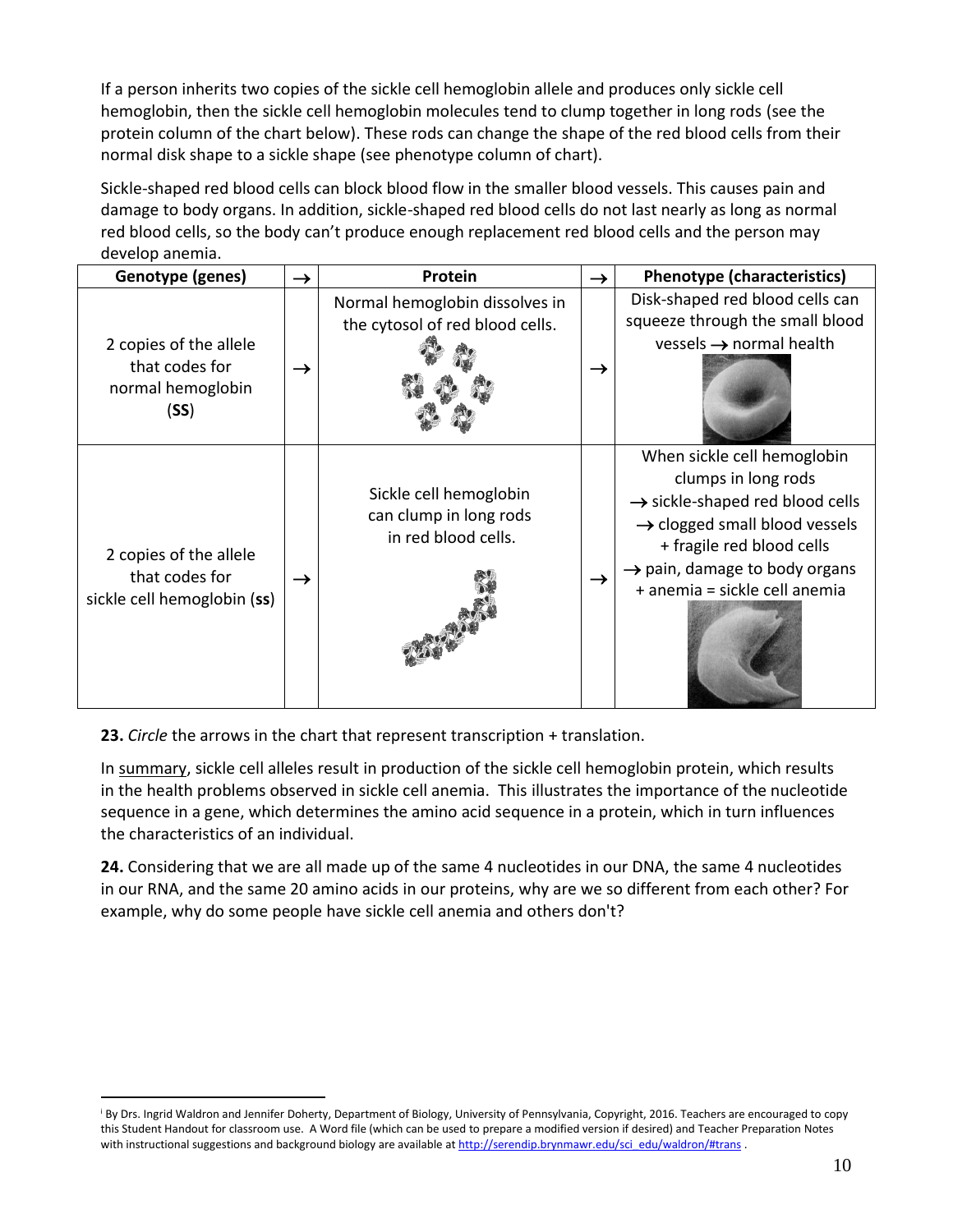If a person inherits two copies of the sickle cell hemoglobin allele and produces only sickle cell hemoglobin, then the sickle cell hemoglobin molecules tend to clump together in long rods (see the protein column of the chart below). These rods can change the shape of the red blood cells from their normal disk shape to a sickle shape (see phenotype column of chart).

Sickle-shaped red blood cells can block blood flow in the smaller blood vessels. This causes pain and damage to body organs. In addition, sickle-shaped red blood cells do not last nearly as long as normal red blood cells, so the body can't produce enough replacement red blood cells and the person may develop anemia.

| Genotype (genes) | → | Protein | → | Phenotype (characteristics) |
|---|---|---|---|---|
| 2 copies of the allele that codes for normal hemoglobin (**SS**) | → | Normal hemoglobin dissolves in the cytosol of red blood cells. | → | Disk-shaped red blood cells can squeeze through the small blood vessels → normal health |
| 2 copies of the allele that codes for sickle cell hemoglobin (**ss**) | → | Sickle cell hemoglobin can clump in long rods in red blood cells. | → | When sickle cell hemoglobin clumps in long rods → sickle-shaped red blood cells → clogged small blood vessels + fragile red blood cells → pain, damage to body organs + anemia = sickle cell anemia |

**23.** *Circle* the arrows in the chart that represent transcription + translation.

In summary, sickle cell alleles result in production of the sickle cell hemoglobin protein, which results in the health problems observed in sickle cell anemia. This illustrates the importance of the nucleotide sequence in a gene, which determines the amino acid sequence in a protein, which in turn influences the characteristics of an individual.

**24.** Considering that we are all made up of the same 4 nucleotides in our DNA, the same 4 nucleotides in our RNA, and the same 20 amino acids in our proteins, why are we so different from each other? For example, why do some people have sickle cell anemia and others don't?

---

[i] By Drs. Ingrid Waldron and Jennifer Doherty, Department of Biology, University of Pennsylvania, Copyright, 2016. Teachers are encouraged to copy this Student Handout for classroom use. A Word file (which can be used to prepare a modified version if desired) and Teacher Preparation Notes with instructional suggestions and background biology are available at http://serendip.brynmawr.edu/sci_edu/waldron/#trans .